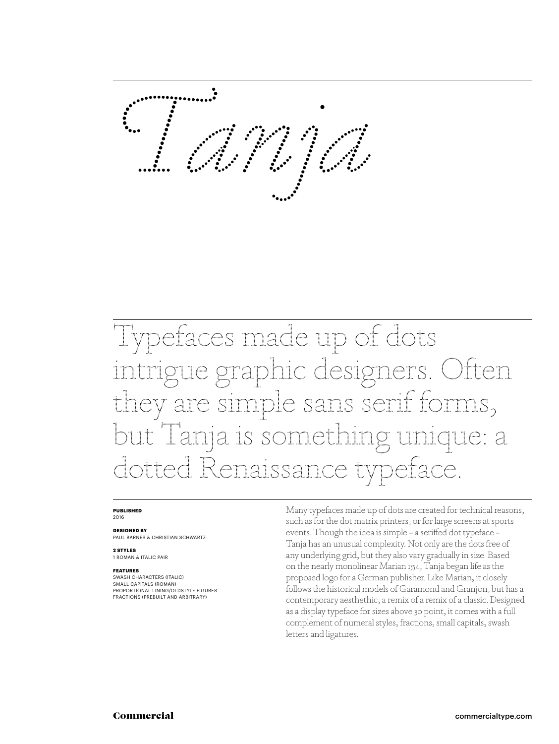# *Tanja*

Typefaces made up of dots intrigue graphic designers. Often they are simple sans serif forms, but Tanja is something unique: a dotted Renaissance typeface.

**PUBLISHED**
2016

**DESIGNED BY**
PAUL BARNES & CHRISTIAN SCHWARTZ

**2 STYLES**
1 ROMAN & ITALIC PAIR

**FEATURES**
SWASH CHARACTERS (ITALIC)
SMALL CAPITALS (ROMAN)
PROPORTIONAL LINING/OLDSTYLE FIGURES
FRACTIONS (PREBUILT AND ARBITRARY)

Many typefaces made up of dots are created for technical reasons, such as for the dot matrix printers, or for large screens at sports events. Though the idea is simple – a seriffed dot typeface – Tanja has an unusual complexity. Not only are the dots free of any underlying grid, but they also vary gradually in size. Based on the nearly monolinear Marian 1554, Tanja began life as the proposed logo for a German publisher. Like Marian, it closely follows the historical models of Garamond and Granjon, but has a contemporary aesthethic, a remix of a remix of a classic. Designed as a display typeface for sizes above 30 point, it comes with a full complement of numeral styles, fractions, small capitals, swash letters and ligatures.

Commercial commercialtype.com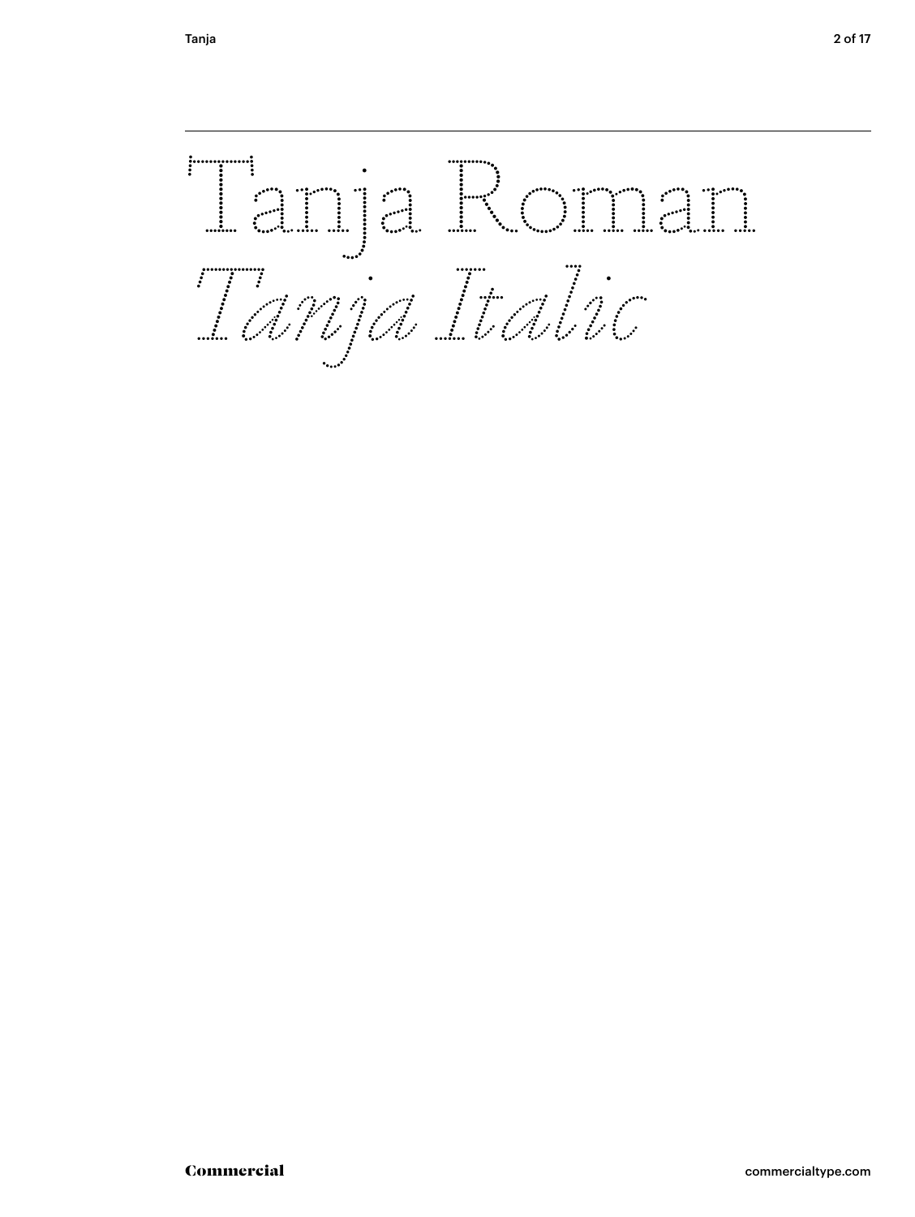Tanja Roman

*Tanja Italic*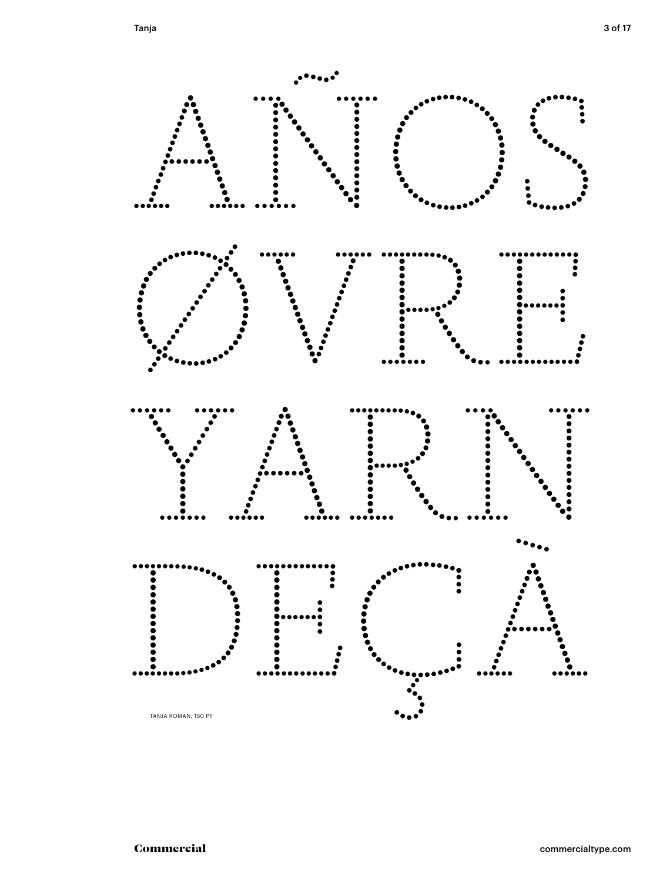AÑOS
ØVRE
YARN
DEÇÀ

TANJA ROMAN, 150 PT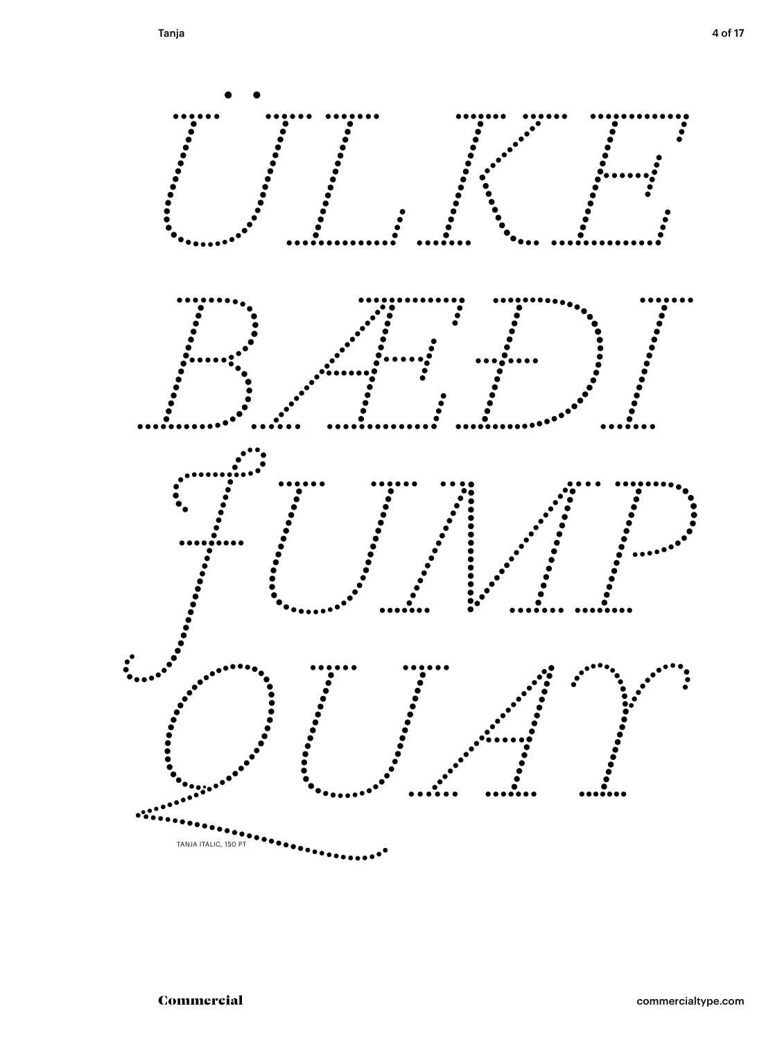ÜLKE
BÆÐI
ƑUMP
QUAT

TANJA ITALIC, 150 PT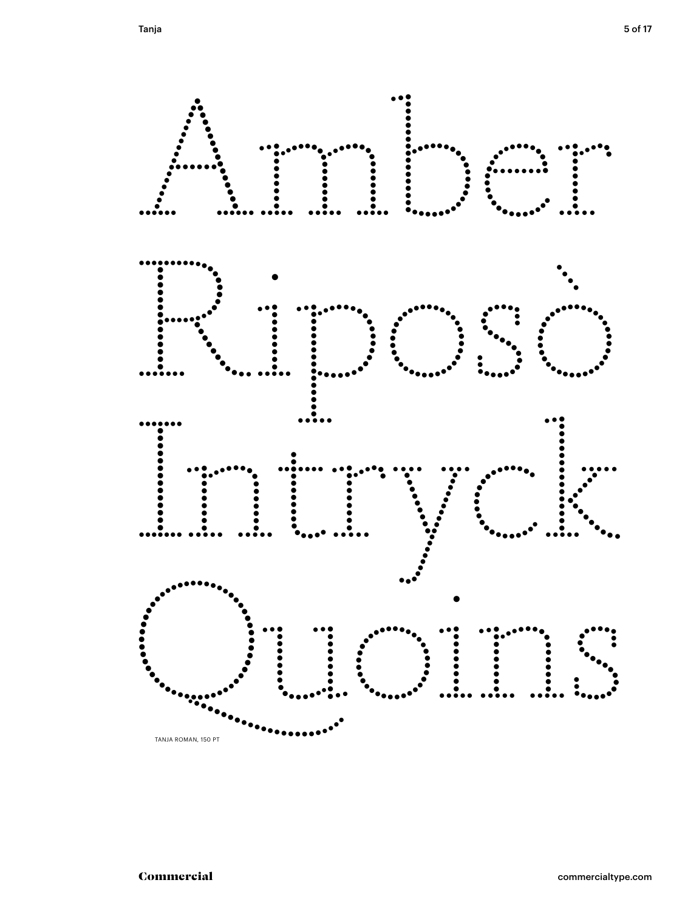Amber
Riposò
Intryck
Quoins

TANJA ROMAN, 150 PT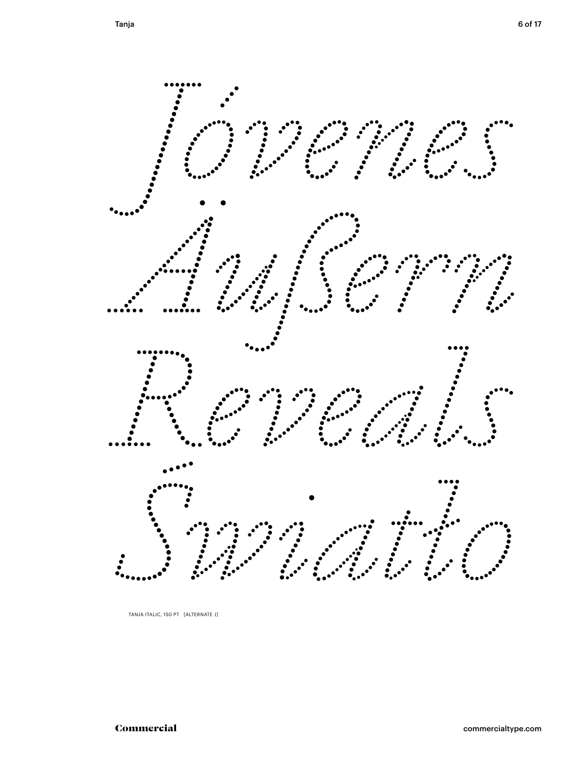*Jóvenes*

*Äußern*

*Reveals*

*Świątło*

TANJA ITALIC, 150 PT [ALTERNATE J]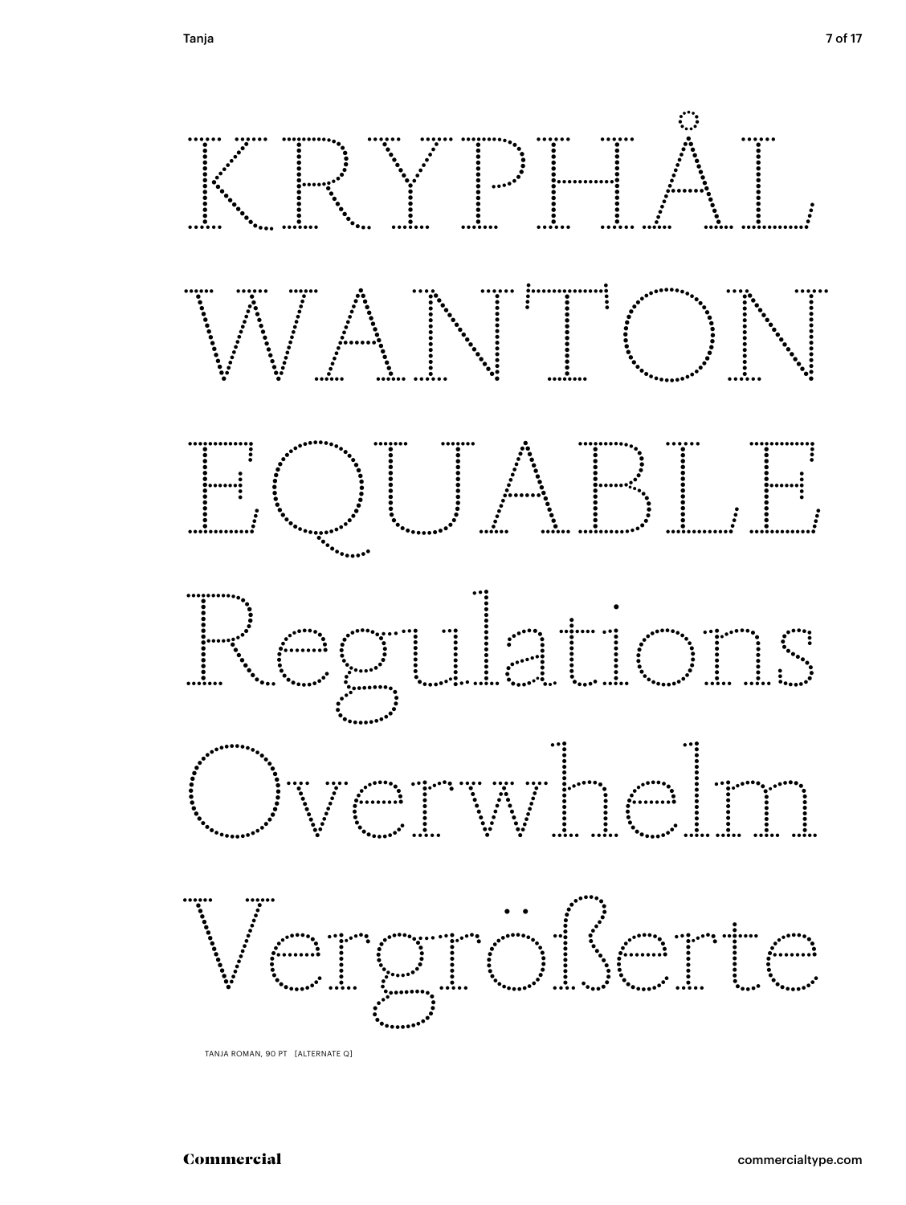KRYPHÅL

WANTON

EQUABLE

Regulations

Overwhelm

Vergrößerte

TANJA ROMAN, 90 PT [ALTERNATE Q]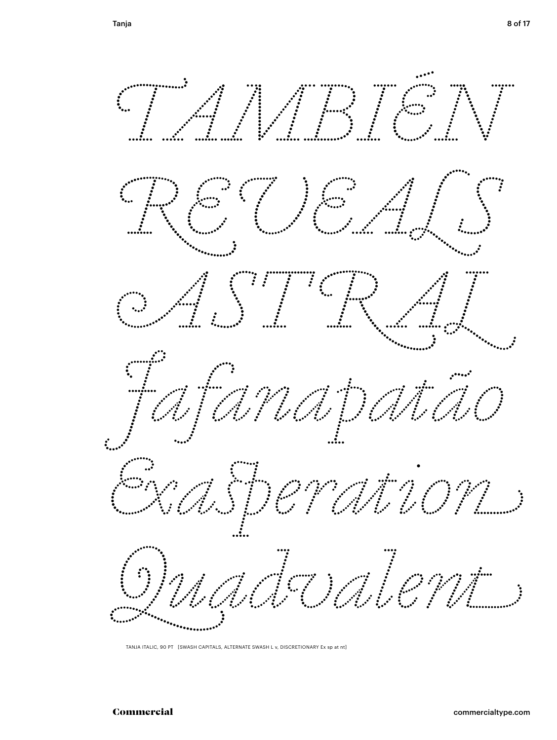TAMBIÉN

REVEALS

ASTRAL

Fafanapatão

Exasperation

Quadvalent

TANJA ITALIC, 90 PT [SWASH CAPITALS, ALTERNATE SWASH L v, DISCRETIONARY Ex sp at nt]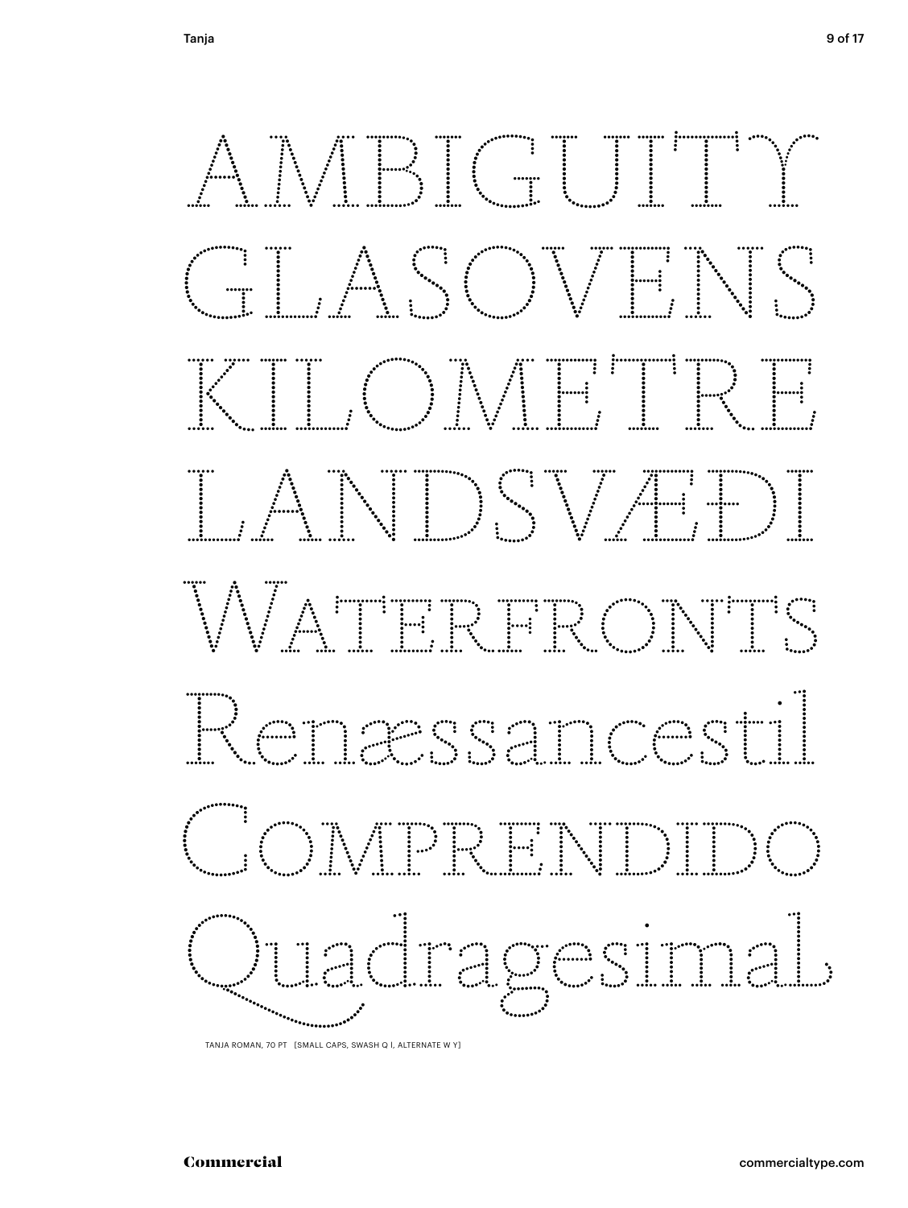AMBIGUITY

GLASOVENS

KILOMETRE

LANDSVÆÐI

WATERFRONTS

Renæssancestil

COMPRENDIDO

Quadragesimal

TANJA ROMAN, 70 PT [SMALL CAPS, SWASH Q l, ALTERNATE W Y]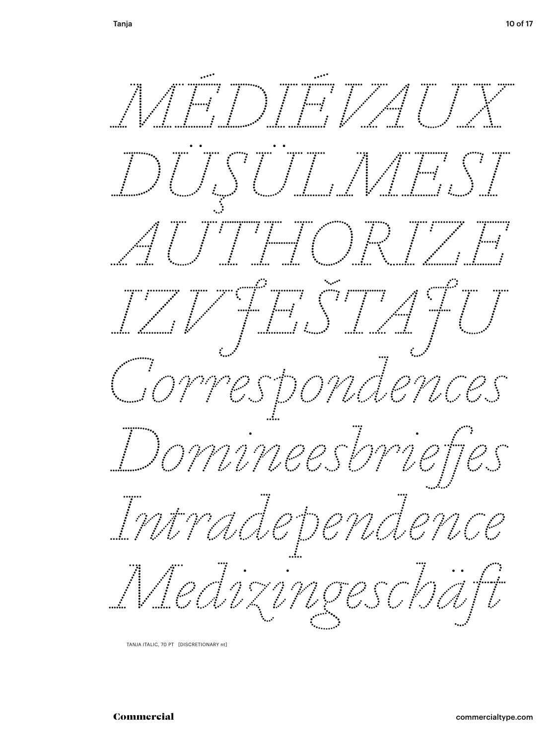*MÉDIÉVAUX*

*DÜŞÜLMESI*

*AUTHORIZE*

*IZVJEŠTAJU*

*Correspondences*

*Domineesbriefjes*

*Intradependence*

*Medizingeschäft*

TANJA ITALIC, 70 PT [DISCRETIONARY nt]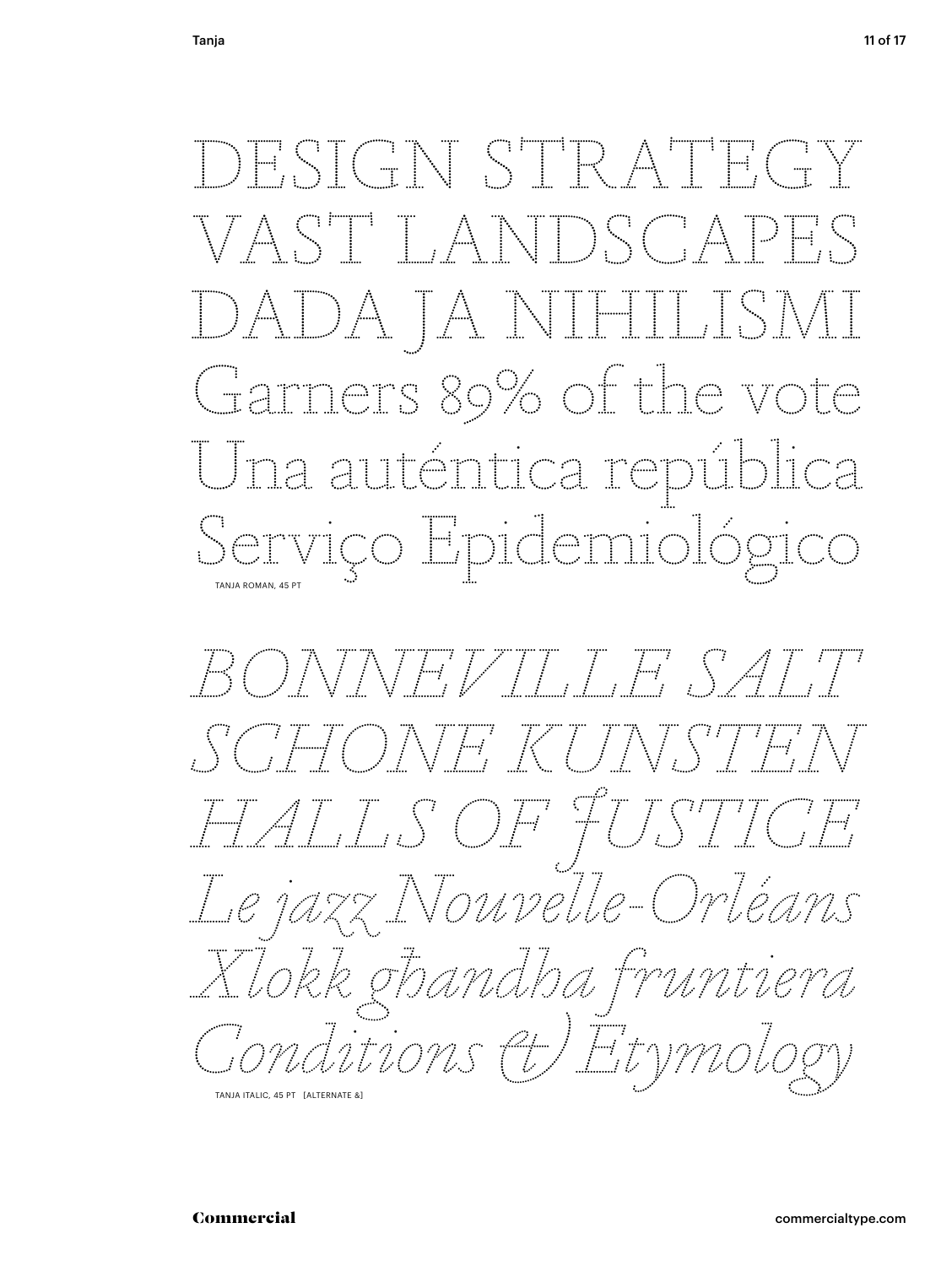DESIGN STRATEGY
VAST LANDSCAPES
DADA JA NIHILISMI
Garners 89% of the vote
Una auténtica república
Serviço Epidemiológico

TANJA ROMAN, 45 PT

*BONNEVILLE SALT*
*SCHONE KUNSTEN*
*HALLS OF JUSTICE*
*Le jazz Nouvelle-Orléans*
*Xlokk għandha fruntiera*
*Conditions & Etymology*

TANJA ITALIC, 45 PT [ALTERNATE &]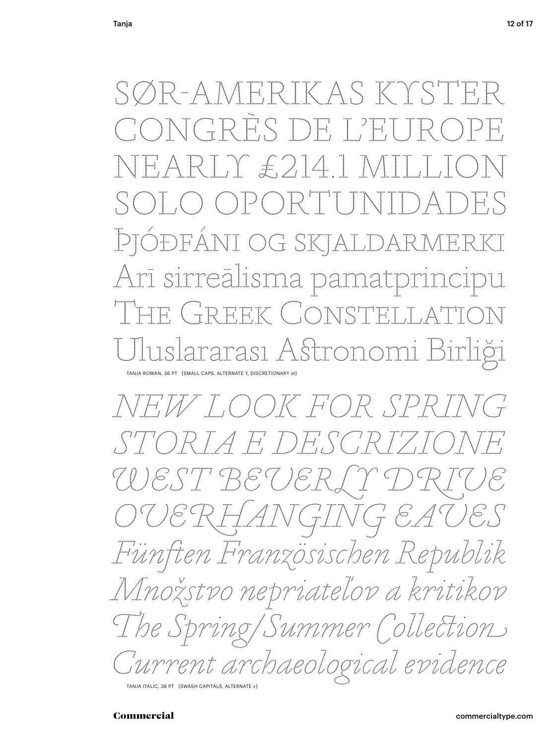SØR-AMERIKAS KYSTER
CONGRÈS DE L'EUROPE
NEARLY £214.1 MILLION
SOLO OPORTUNIDADES
ÞJÓÐFÁNI OG SKJALDARMERKI
Arī sirreālisma pamatprincipu
The Greek Constellation
Uluslararası Astronomi Birliği

TANJA ROMAN, 36 PT [SMALL CAPS, ALTERNATE Y, DISCRETIONARY st]

*NEW LOOK FOR SPRING*
*STORIA E DESCRIZIONE*
*WEST BEVERLY DRIVE*
*OVERHANGING EAVES*
*Fünften Französischen Republik*
*Množstvo nepriateľov a kritikov*
*The Spring/Summer Collection*
*Current archaeological evidence*

TANJA ITALIC, 36 PT [SWASH CAPITALS, ALTERNATE v]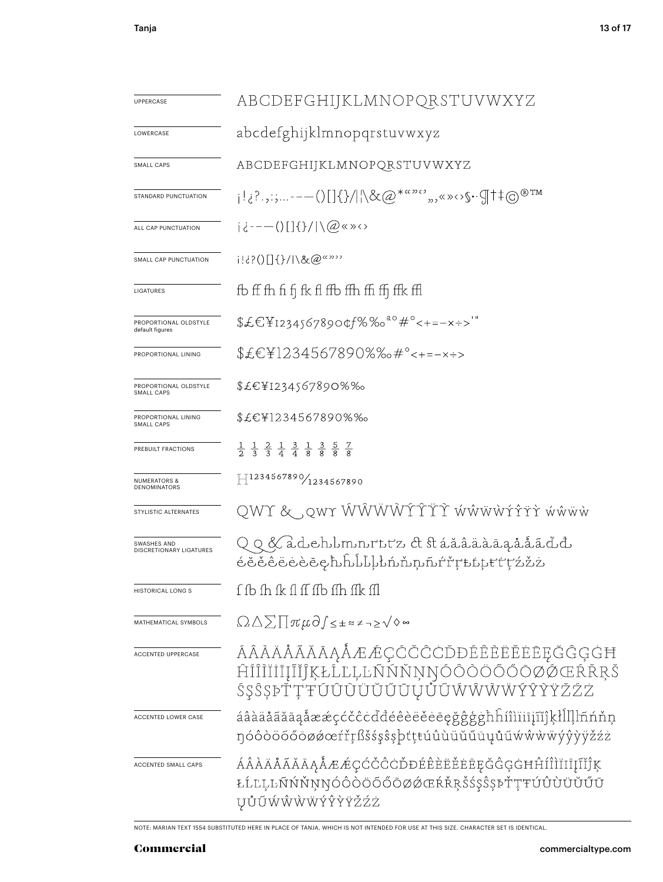| | |
|---|---|
| UPPERCASE | ABCDEFGHIJKLMNOPQRSTUVWXYZ |
| LOWERCASE | abcdefghijklmnopqrstuvwxyz |
| SMALL CAPS | ABCDEFGHIJKLMNOPQRSTUVWXYZ |
| STANDARD PUNCTUATION | ¡!¿?.,:;...-–—()[]{}/\|\&@*"""'',,«»‹›§·¶†‡©®™ |
| ALL CAP PUNCTUATION | ¡¿-–—()[]{}/\|\@«»‹› |
| SMALL CAP PUNCTUATION | ¡!¿?()[]{}/\|\&@"""' |
| LIGATURES | fb ff fh fi fj fk fl ffb ffh ffi ffj ffk ffl |
| PROPORTIONAL OLDSTYLE default figures | $£€¥1234567890¢f%‰ªº#°<+=-×÷>'" |
| PROPORTIONAL LINING | $£€¥1234567890%‰#°<+=-×÷> |
| PROPORTIONAL OLDSTYLE SMALL CAPS | $£€¥1234567890%‰ |
| PROPORTIONAL LINING SMALL CAPS | $£€¥1234567890%‰ |
| PREBUILT FRACTIONS | ½ ⅓ ⅔ ¼ ¾ ⅛ ⅜ ⅝ ⅞ |
| NUMERATORS & DENOMINATORS | H1234567890⁄1234567890 |
| STYLISTIC ALTERNATES | QWY & QWY ẂŴẄẀÝŶŸỲ ẃŵẅẁýŷÿỳ ẃŵẅẁ |
| SWASHES AND DISCRETIONARY LIGATURES | Q Q & a d e h l m n r t t z ct st á ă â ä à ā ą å ǻ ã ď đ é ĕ ě ê ë ė è ē ę ħ ĥ ĺ ľ ļ ł ń ň ņ ñ ŕ ř ŗ ŧ ť ţ ţ ź ž ż |
| HISTORICAL LONG S | ſ ſb ſh ſk ſl ſſ ſſb ſſh ſſk ſſl |
| MATHEMATICAL SYMBOLS | Ω∆∑∏πµ∂∫≤±≈≠¬≥√◊∞ |
| ACCENTED UPPERCASE | ÁÂÀÄÅÃĂĀĄǺÆǼÇĆČĈĊĎĐÉÊÈËĔĖĒĘĞĜĢĠĦĤÍÎÌÏĬİĪĮĨĴĶŁĹĽĻĿÑŃŇŅŊÓÔÒÖÕŐŎŌØǾŒŔŘŖŠŚŞŜȘÞŤŢŦÚÛÙÜŬŰŪŲŮŨẂŴẀẄÝŶỲŸŽŹŻ |
| ACCENTED LOWER CASE | áâàäåãăāąǻæǽçćčĉċďđéêèëĕėēęğĝģġħĥíîìïĭiīįĩĵķłĺľļŀñńňņŋóôòöõőŏōøǿœŕřŗßšśşŝșþťţŧúûùüŭűūųůũẃŵẁẅýŷỳÿžźż |
| ACCENTED SMALL CAPS | ÁÂÀÄÅÃĂĀĄǺÆǼÇĆČĈĊĎĐÉÊÈËĔĖĒĘĞĜĢĠĦĤÍÎÌÏĬİĪĮĨĴĶŁĹĽĻĿÑŃŇŅŊÓÔÒÖÕŐŎŌØǾŒŔŘŖŠŚŞŜȘÞŤŢŦÚÛÙÜŬŰŪŲŮŨẂŴẀẄÝŶỲŸŽŹŻ |

NOTE: MARIAN TEXT 1554 SUBSTITUTED HERE IN PLACE OF TANJA, WHICH IS NOT INTENDED FOR USE AT THIS SIZE. CHARACTER SET IS IDENTICAL.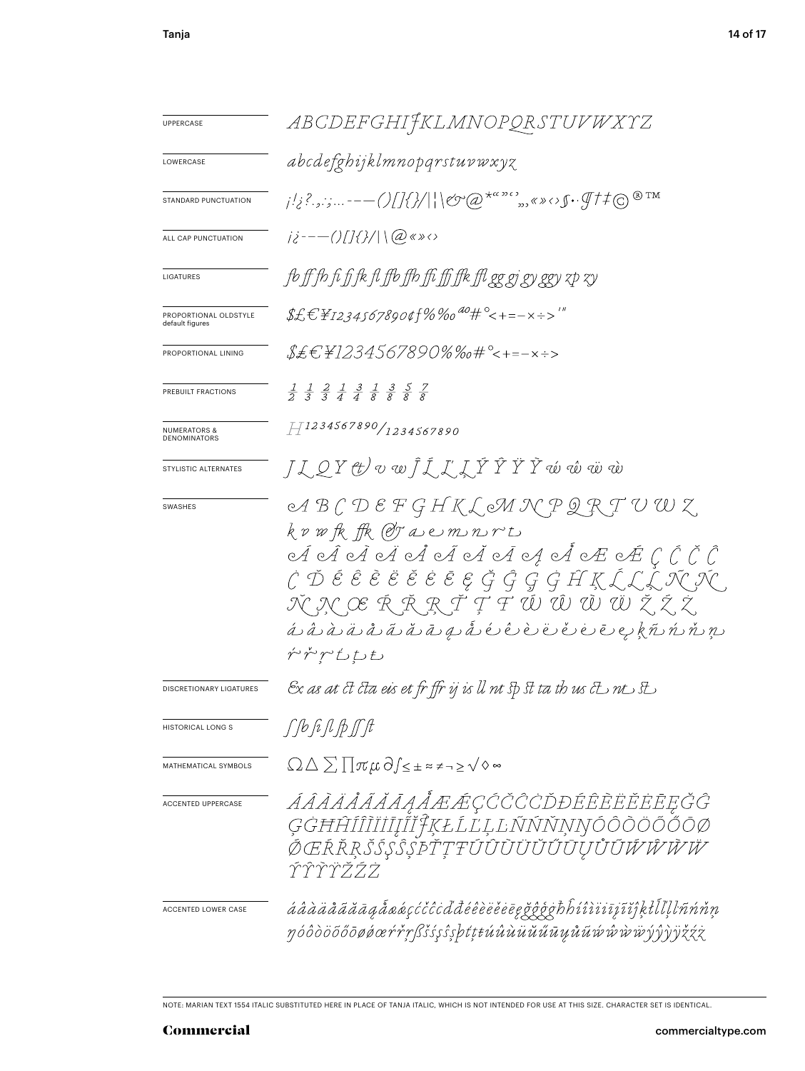| | |
|---|---|
| UPPERCASE | ABCDEFGHIJKLMNOPQRSTUVWXYZ |
| LOWERCASE | abcdefghijklmnopqrstuvwxyz |
| STANDARD PUNCTUATION | ¡!¿?.,:;...-–—()[]{}/\|¦\&@*“”‘’,„«»‹›§·¶†‡© ® ™ |
| ALL CAP PUNCTUATION | ¡¿-–—()[]{}/\|\@«»‹› |
| LIGATURES | fb ff fh fi fj fk fl ffb ffh ffi ffj ffk ffl gg gj gy ggy zp zy |
| PROPORTIONAL OLDSTYLE default figures | $£€¥1234567890¢f%‰ªº#°<+=−×÷>′″ |
| PROPORTIONAL LINING | $£€¥1234567890%‰#°<+=−×÷> |
| PREBUILT FRACTIONS | ½ ⅓ ⅔ ¼ ¾ ⅛ ⅜ ⅝ ⅞ |
| NUMERATORS & DENOMINATORS | H1234567890/1234567890 |
| STYLISTIC ALTERNATES | J L Q Y & v w Ĵ Ĺ Ľ Ļ Ý Ŷ Ÿ Ỳ ẃ ŵ ẅ ẁ |
| SWASHES | A B C D E F G H K L M N P Q R T U W Z k v w fk ffk & a e m n r t Á Â À Ä Å Ã Ă Ā Ą Ǻ Æ Ǽ Ç Ć Č Ĉ Ċ Ď É Ê È Ë Ě Ė Ē Ę Ğ Ĝ Ģ Ġ Ĥ Ķ Ĺ Ľ Ļ Ñ Ń Ň Ņ Œ Ŕ Ř Ŗ Ť Ţ Ŧ Ẃ Ŵ Ẁ Ẅ Ž Ź Ż á â à ä å ã ă ā ą ǻ é ê è ë ě ė ē ę ķ ñ ń ň ņ ŕ ř ŗ ť ţ ŧ |
| DISCRETIONARY LIGATURES | Ex as at ct cta eis et fr ffr ij is ll nt sp st ta th us ct nt st |
| HISTORICAL LONG S | ſ ſb ſi ſl ſþ ſſ ſt |
| MATHEMATICAL SYMBOLS | Ω∆∑∏πµ∂∫≤±≈≠¬≥√◊∞ |
| ACCENTED UPPERCASE | ÁÂÀÄÅÃĂĀĄǺÆǼÇĆČĈĊĎĐÉÊÈËĚĖĒĘĞĜĢĠĦĤÍÎÌÏİĮĨĬĴĶŁĹĽĻĿÑŃŇŅŊÓÔÒÖÕŐŌØǾŒŔŘŖŠŚŞŜȘÞŤŢŦÚÛÙÜŬŰŪŲŮŨẂŴẀẄÝŶỲŸŽŹŻ |
| ACCENTED LOWER CASE | áâàäåãăāąǻæǽçćčĉċďđéêèëěėēęğĝģġħĥíîìïiįĩĭĵķłĺľļŀñńňņŋóôòöõőōøǿœŕřŗßšśşŝșþťţŧúûùüŭűūųůũẃŵẁẅýŷỳÿžźż |

NOTE: MARIAN TEXT 1554 ITALIC SUBSTITUTED HERE IN PLACE OF TANJA ITALIC, WHICH IS NOT INTENDED FOR USE AT THIS SIZE. CHARACTER SET IS IDENTICAL.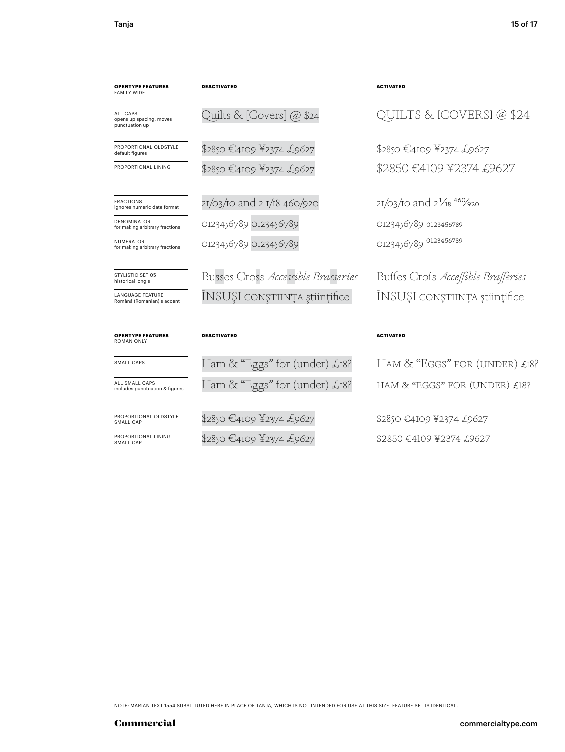| **OPENTYPE FEATURES** FAMILY WIDE | **DEACTIVATED** | **ACTIVATED** |
| --- | --- | --- |
| ALL CAPS opens up spacing, moves punctuation up | Quilts & [Covers] @ $24 | QUILTS & [COVERS] @ $24 |
| PROPORTIONAL OLDSTYLE default figures | $2850 €4109 ¥2374 £9627 | $2850 €4109 ¥2374 £9627 |
| PROPORTIONAL LINING | $2850 €4109 ¥2374 £9627 | $2850 €4109 ¥2374 £9627 |
| FRACTIONS ignores numeric date format | 21/03/10 and 2 1/18 460/920 | 21/03/10 and 2 1/18 460/920 |
| DENOMINATOR for making arbitrary fractions | 0123456789 0123456789 | 0123456789 0123456789 |
| NUMERATOR for making arbitrary fractions | 0123456789 0123456789 | 0123456789 0123456789 |
| STYLISTIC SET 05 historical long s | Busses Cross *Accessible Brasseries* | Buſſes Croſs *Acceſſible Braſſeries* |
| LANGUAGE FEATURE Română (Romanian) s accent | ÎNSUŞI CONŞTIINŢA ştiinţifice | ÎNSUȘI CONȘTIINȚA științifice |

| **OPENTYPE FEATURES** ROMAN ONLY | **DEACTIVATED** | **ACTIVATED** |
| --- | --- | --- |
| SMALL CAPS | Ham & "Eggs" for (under) £18? | HAM & "EGGS" FOR (UNDER) £18? |
| ALL SMALL CAPS includes punctuation & figures | Ham & "Eggs" for (under) £18? | HAM & "EGGS" FOR (UNDER) £18? |
| PROPORTIONAL OLDSTYLE SMALL CAP | $2850 €4109 ¥2374 £9627 | $2850 €4109 ¥2374 £9627 |
| PROPORTIONAL LINING SMALL CAP | $2850 €4109 ¥2374 £9627 | $2850 €4109 ¥2374 £9627 |

NOTE: MARIAN TEXT 1554 SUBSTITUTED HERE IN PLACE OF TANJA, WHICH IS NOT INTENDED FOR USE AT THIS SIZE. FEATURE SET IS IDENTICAL.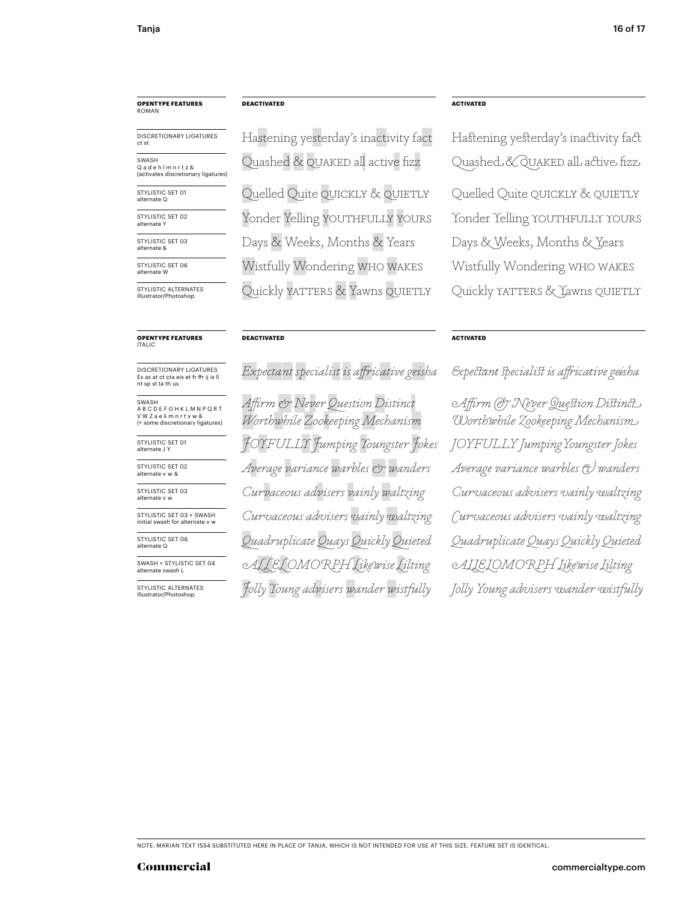| OPENTYPE FEATURES ROMAN | DEACTIVATED | ACTIVATED |
|---|---|---|
| DISCRETIONARY LIGATURES ct st | Hastening yesterday's inactivity fact | Hastening yesterday's inactivity fact |
| SWASH Q a d e h l m n r t z & (activates discretionary ligatures) | Quashed & QUAKED all active fizz | Quashed & QUAKED all active fizz |
| STYLISTIC SET 01 alternate Q | Quelled Quite QUICKLY & QUIETLY | Quelled Quite QUICKLY & QUIETLY |
| STYLISTIC SET 02 alternate Y | Yonder Yelling YOUTHFULLY YOURS | Yonder Yelling YOUTHFULLY YOURS |
| STYLISTIC SET 03 alternate & | Days & Weeks, Months & Years | Days & Weeks, Months & Years |
| STYLISTIC SET 06 alternate W | Wistfully Wondering WHO WAKES | Wistfully Wondering WHO WAKES |
| STYLISTIC ALTERNATES Illustrator/Photoshop | Quickly YATTERS & Yawns QUIETLY | Quickly YATTERS & Yawns QUIETLY |

| OPENTYPE FEATURES ITALIC | DEACTIVATED | ACTIVATED |
|---|---|---|
| DISCRETIONARY LIGATURES Ex as at ct cta eis et fr ffr ij is ll nt sp st ta th us | *Expectant specialist is affricative geisha* | *Expectant specialist is affricative geisha* |
| SWASH A B C D E F G H K L M N P Q R T V W Z a e k m n r t v w & (+ some discretionary ligatures) | *Affirm & Never Question Distinct Worthwhile Zookeeping Mechanism* | *Affirm & Never Question Distinct Worthwhile Zookeeping Mechanism* |
| STYLISTIC SET 01 alternate J Y | *JOYFULLY Jumping Youngster Jokes* | *JOYFULLY Jumping Youngster Jokes* |
| STYLISTIC SET 02 alternate v w & | *Average variance warbles & wanders* | *Average variance warbles & wanders* |
| STYLISTIC SET 03 alternate v w | *Curvaceous advisers vainly waltzing* | *Curvaceous advisers vainly waltzing* |
| STYLISTIC SET 03 + SWASH initial swash for alternate v w | *Curvaceous advisers vainly waltzing* | *Curvaceous advisers vainly waltzing* |
| STYLISTIC SET 06 alternate Q | *Quadruplicate Quays Quickly Quieted* | *Quadruplicate Quays Quickly Quieted* |
| SWASH + STYLISTIC SET 04 alternate swash L | *ALLELOMORPH Likewise Lilting* | *ALLELOMORPH Likewise Lilting* |
| STYLISTIC ALTERNATES Illustrator/Photoshop | *Jolly Young advisers wander wistfully* | *Jolly Young advisers wander wistfully* |

NOTE: MARIAN TEXT 1554 SUBSTITUTED HERE IN PLACE OF TANJA, WHICH IS NOT INTENDED FOR USE AT THIS SIZE. FEATURE SET IS IDENTICAL.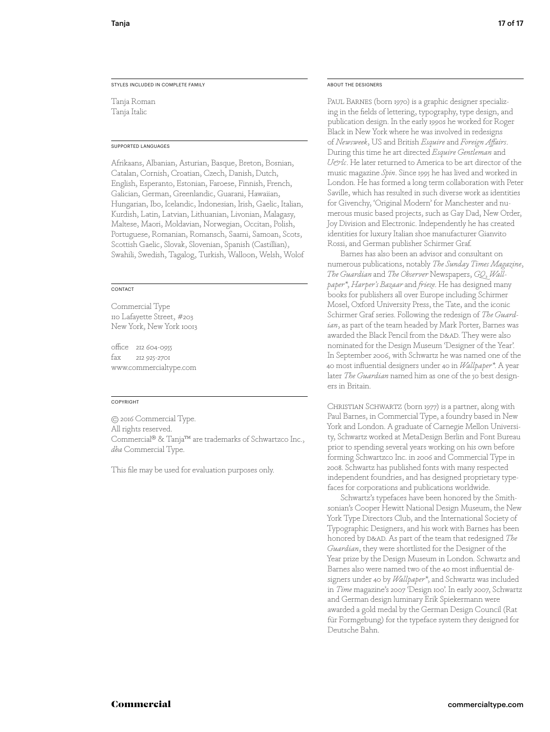## STYLES INCLUDED IN COMPLETE FAMILY

Tanja Roman
Tanja Italic

## SUPPORTED LANGUAGES

Afrikaans, Albanian, Asturian, Basque, Breton, Bosnian, Catalan, Cornish, Croatian, Czech, Danish, Dutch, English, Esperanto, Estonian, Faroese, Finnish, French, Galician, German, Greenlandic, Guarani, Hawaiian, Hungarian, Ibo, Icelandic, Indonesian, Irish, Gaelic, Italian, Kurdish, Latin, Latvian, Lithuanian, Livonian, Malagasy, Maltese, Maori, Moldavian, Norwegian, Occitan, Polish, Portuguese, Romanian, Romansch, Saami, Samoan, Scots, Scottish Gaelic, Slovak, Slovenian, Spanish (Castillian), Swahili, Swedish, Tagalog, Turkish, Walloon, Welsh, Wolof

## CONTACT

Commercial Type
110 Lafayette Street, #203
New York, New York 10013

office 212 604-0955
fax 212 925-2701
www.commercialtype.com

## COPYRIGHT

© 2016 Commercial Type.
All rights reserved.
Commercial® & Tanja™ are trademarks of Schwartzco Inc., *dba* Commercial Type.

This file may be used for evaluation purposes only.

## ABOUT THE DESIGNERS

Paul Barnes (born 1970) is a graphic designer specializing in the fields of lettering, typography, type design, and publication design. In the early 1990s he worked for Roger Black in New York where he was involved in redesigns of *Newsweek*, US and British *Esquire* and *Foreign Affairs*. During this time he art directed *Esquire Gentleman* and *U&lc*. He later returned to America to be art director of the music magazine *Spin*. Since 1995 he has lived and worked in London. He has formed a long term collaboration with Peter Saville, which has resulted in such diverse work as identities for Givenchy, 'Original Modern' for Manchester and numerous music based projects, such as Gay Dad, New Order, Joy Division and Electronic. Independently he has created identities for luxury Italian shoe manufacturer Gianvito Rossi, and German publisher Schirmer Graf.

Barnes has also been an advisor and consultant on numerous publications, notably *The Sunday Times Magazine*, *The Guardian* and *The Observer* Newspapers, *GQ*, *Wallpaper\**, *Harper's Bazaar* and *frieze*. He has designed many books for publishers all over Europe including Schirmer Mosel, Oxford University Press, the Tate, and the iconic Schirmer Graf series. Following the redesign of *The Guardian*, as part of the team headed by Mark Porter, Barnes was awarded the Black Pencil from the D&AD. They were also nominated for the Design Museum 'Designer of the Year'. In September 2006, with Schwartz he was named one of the 40 most influential designers under 40 in *Wallpaper\**. A year later *The Guardian* named him as one of the 50 best designers in Britain.

Christian Schwartz (born 1977) is a partner, along with Paul Barnes, in Commercial Type, a foundry based in New York and London. A graduate of Carnegie Mellon University, Schwartz worked at MetaDesign Berlin and Font Bureau prior to spending several years working on his own before forming Schwartzco Inc. in 2006 and Commercial Type in 2008. Schwartz has published fonts with many respected independent foundries, and has designed proprietary typefaces for corporations and publications worldwide.

Schwartz's typefaces have been honored by the Smithsonian's Cooper Hewitt National Design Museum, the New York Type Directors Club, and the International Society of Typographic Designers, and his work with Barnes has been honored by D&AD. As part of the team that redesigned *The Guardian*, they were shortlisted for the Designer of the Year prize by the Design Museum in London. Schwartz and Barnes also were named two of the 40 most influential designers under 40 by *Wallpaper\**, and Schwartz was included in *Time* magazine's 2007 'Design 100'. In early 2007, Schwartz and German design luminary Erik Spiekermann were awarded a gold medal by the German Design Council (Rat für Formgebung) for the typeface system they designed for Deutsche Bahn.